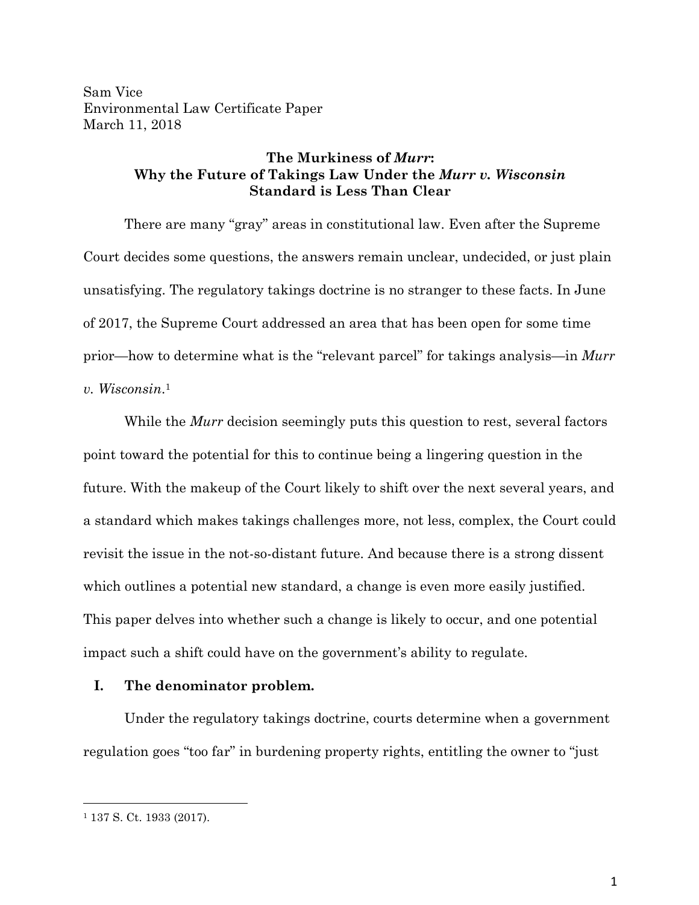Sam Vice
Environmental Law Certificate Paper
March 11, 2018

# The Murkiness of *Murr*: Why the Future of Takings Law Under the *Murr v. Wisconsin* Standard is Less Than Clear

There are many "gray" areas in constitutional law. Even after the Supreme Court decides some questions, the answers remain unclear, undecided, or just plain unsatisfying. The regulatory takings doctrine is no stranger to these facts. In June of 2017, the Supreme Court addressed an area that has been open for some time prior—how to determine what is the "relevant parcel" for takings analysis—in *Murr v. Wisconsin*.[1]

While the *Murr* decision seemingly puts this question to rest, several factors point toward the potential for this to continue being a lingering question in the future. With the makeup of the Court likely to shift over the next several years, and a standard which makes takings challenges more, not less, complex, the Court could revisit the issue in the not-so-distant future. And because there is a strong dissent which outlines a potential new standard, a change is even more easily justified. This paper delves into whether such a change is likely to occur, and one potential impact such a shift could have on the government's ability to regulate.

## I. The denominator problem.

Under the regulatory takings doctrine, courts determine when a government regulation goes "too far" in burdening property rights, entitling the owner to "just

---

[1] 137 S. Ct. 1933 (2017).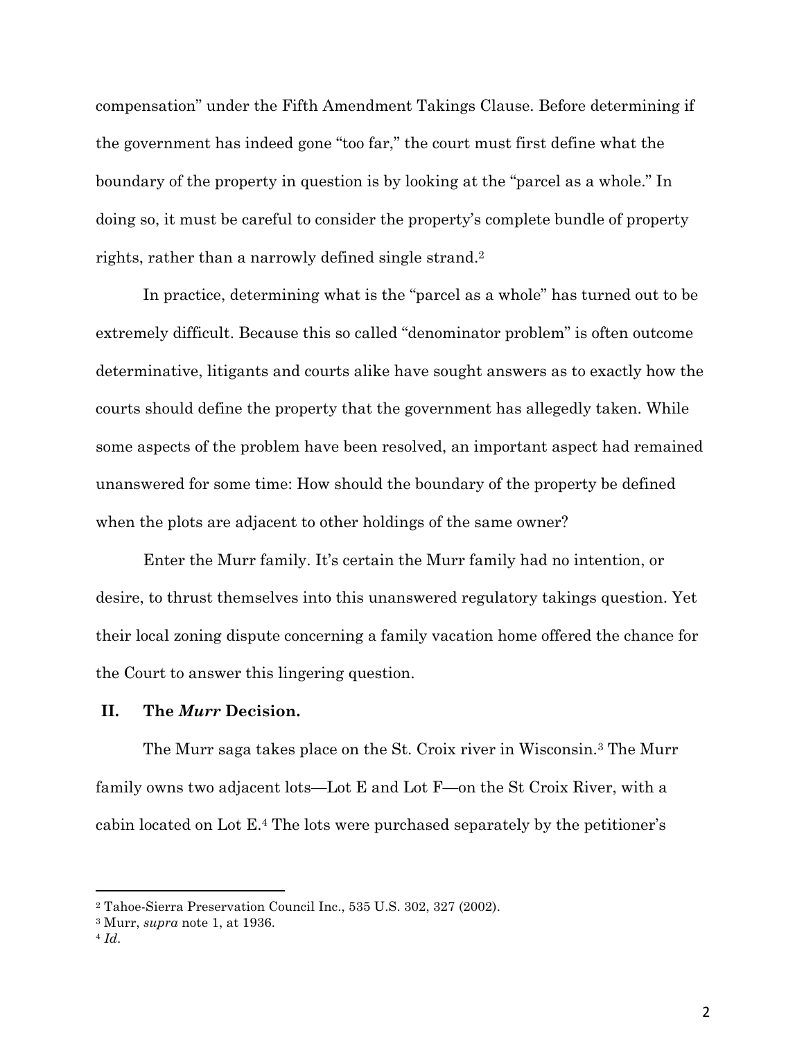compensation" under the Fifth Amendment Takings Clause. Before determining if the government has indeed gone "too far," the court must first define what the boundary of the property in question is by looking at the "parcel as a whole." In doing so, it must be careful to consider the property's complete bundle of property rights, rather than a narrowly defined single strand.[2]

In practice, determining what is the "parcel as a whole" has turned out to be extremely difficult. Because this so called "denominator problem" is often outcome determinative, litigants and courts alike have sought answers as to exactly how the courts should define the property that the government has allegedly taken. While some aspects of the problem have been resolved, an important aspect had remained unanswered for some time: How should the boundary of the property be defined when the plots are adjacent to other holdings of the same owner?

Enter the Murr family. It's certain the Murr family had no intention, or desire, to thrust themselves into this unanswered regulatory takings question. Yet their local zoning dispute concerning a family vacation home offered the chance for the Court to answer this lingering question.

## II. The *Murr* Decision.

The Murr saga takes place on the St. Croix river in Wisconsin.[3] The Murr family owns two adjacent lots—Lot E and Lot F—on the St Croix River, with a cabin located on Lot E.[4] The lots were purchased separately by the petitioner's

---

[2] Tahoe-Sierra Preservation Council Inc., 535 U.S. 302, 327 (2002).

[3] Murr, *supra* note 1, at 1936.

[4] *Id*.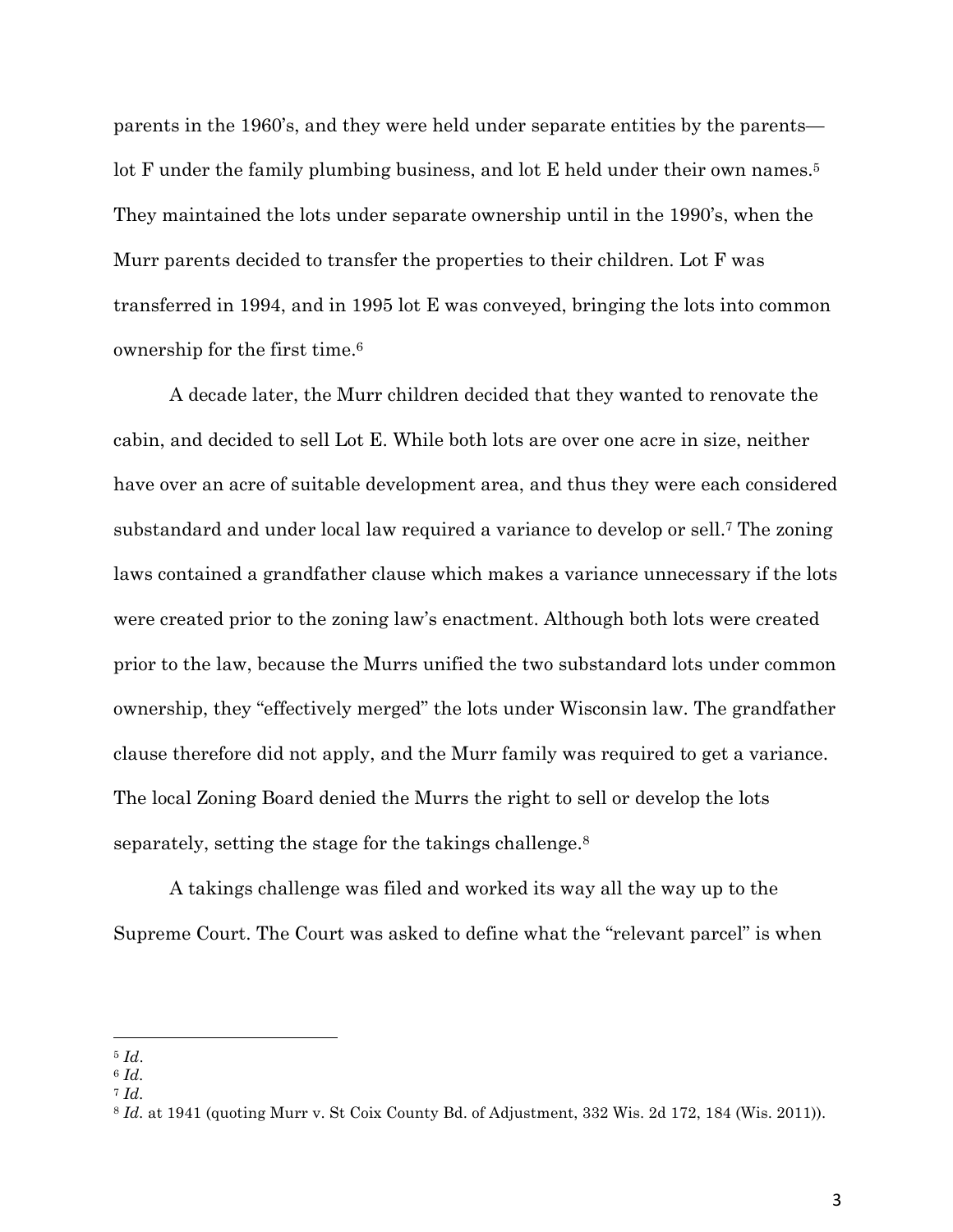parents in the 1960's, and they were held under separate entities by the parents—lot F under the family plumbing business, and lot E held under their own names.[5] They maintained the lots under separate ownership until in the 1990's, when the Murr parents decided to transfer the properties to their children. Lot F was transferred in 1994, and in 1995 lot E was conveyed, bringing the lots into common ownership for the first time.[6]

A decade later, the Murr children decided that they wanted to renovate the cabin, and decided to sell Lot E. While both lots are over one acre in size, neither have over an acre of suitable development area, and thus they were each considered substandard and under local law required a variance to develop or sell.[7] The zoning laws contained a grandfather clause which makes a variance unnecessary if the lots were created prior to the zoning law's enactment. Although both lots were created prior to the law, because the Murrs unified the two substandard lots under common ownership, they "effectively merged" the lots under Wisconsin law. The grandfather clause therefore did not apply, and the Murr family was required to get a variance. The local Zoning Board denied the Murrs the right to sell or develop the lots separately, setting the stage for the takings challenge.[8]

A takings challenge was filed and worked its way all the way up to the Supreme Court. The Court was asked to define what the "relevant parcel" is when

---

[5] *Id*.
[6] *Id*.
[7] *Id*.
[8] *Id*. at 1941 (quoting Murr v. St Coix County Bd. of Adjustment, 332 Wis. 2d 172, 184 (Wis. 2011)).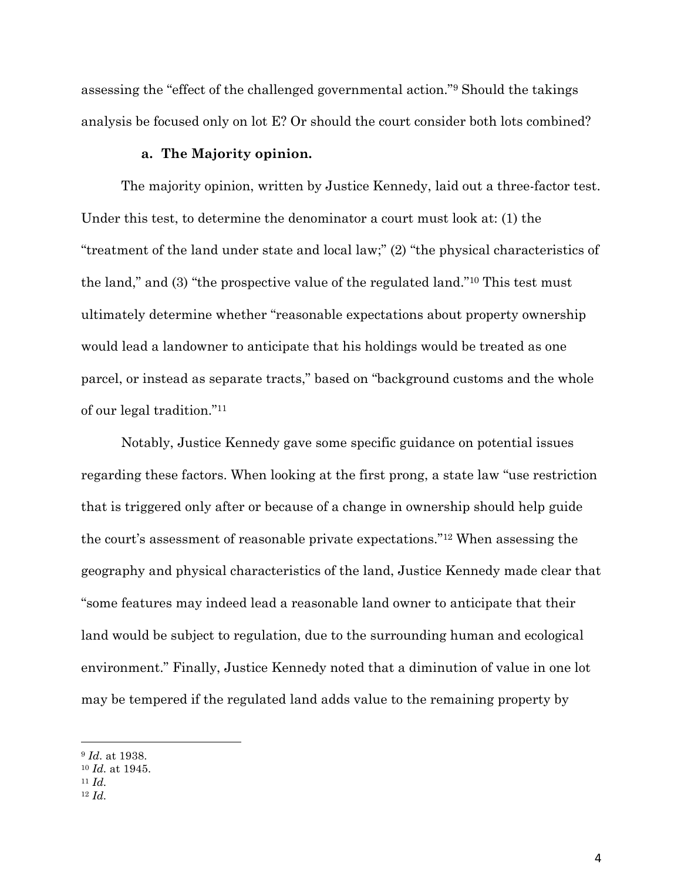assessing the "effect of the challenged governmental action."[9] Should the takings analysis be focused only on lot E? Or should the court consider both lots combined?

### a. The Majority opinion.

The majority opinion, written by Justice Kennedy, laid out a three-factor test. Under this test, to determine the denominator a court must look at: (1) the "treatment of the land under state and local law;" (2) "the physical characteristics of the land," and (3) "the prospective value of the regulated land."[10] This test must ultimately determine whether "reasonable expectations about property ownership would lead a landowner to anticipate that his holdings would be treated as one parcel, or instead as separate tracts," based on "background customs and the whole of our legal tradition."[11]

Notably, Justice Kennedy gave some specific guidance on potential issues regarding these factors. When looking at the first prong, a state law "use restriction that is triggered only after or because of a change in ownership should help guide the court's assessment of reasonable private expectations."[12] When assessing the geography and physical characteristics of the land, Justice Kennedy made clear that "some features may indeed lead a reasonable land owner to anticipate that their land would be subject to regulation, due to the surrounding human and ecological environment." Finally, Justice Kennedy noted that a diminution of value in one lot may be tempered if the regulated land adds value to the remaining property by

---

[9] *Id.* at 1938.
[10] *Id.* at 1945.
[11] *Id.*
[12] *Id.*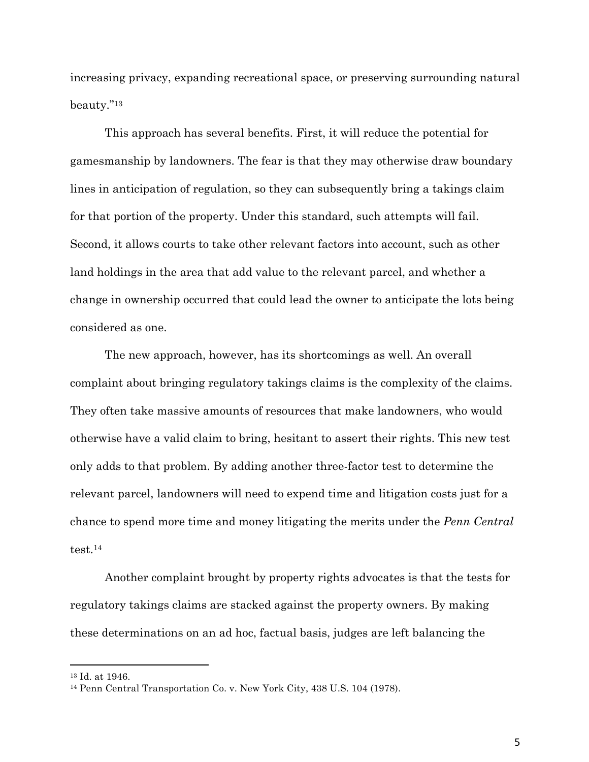increasing privacy, expanding recreational space, or preserving surrounding natural beauty."[13]

This approach has several benefits. First, it will reduce the potential for gamesmanship by landowners. The fear is that they may otherwise draw boundary lines in anticipation of regulation, so they can subsequently bring a takings claim for that portion of the property. Under this standard, such attempts will fail. Second, it allows courts to take other relevant factors into account, such as other land holdings in the area that add value to the relevant parcel, and whether a change in ownership occurred that could lead the owner to anticipate the lots being considered as one.

The new approach, however, has its shortcomings as well. An overall complaint about bringing regulatory takings claims is the complexity of the claims. They often take massive amounts of resources that make landowners, who would otherwise have a valid claim to bring, hesitant to assert their rights. This new test only adds to that problem. By adding another three-factor test to determine the relevant parcel, landowners will need to expend time and litigation costs just for a chance to spend more time and money litigating the merits under the *Penn Central* test.[14]

Another complaint brought by property rights advocates is that the tests for regulatory takings claims are stacked against the property owners. By making these determinations on an ad hoc, factual basis, judges are left balancing the

---

[13] Id. at 1946.

[14] Penn Central Transportation Co. v. New York City, 438 U.S. 104 (1978).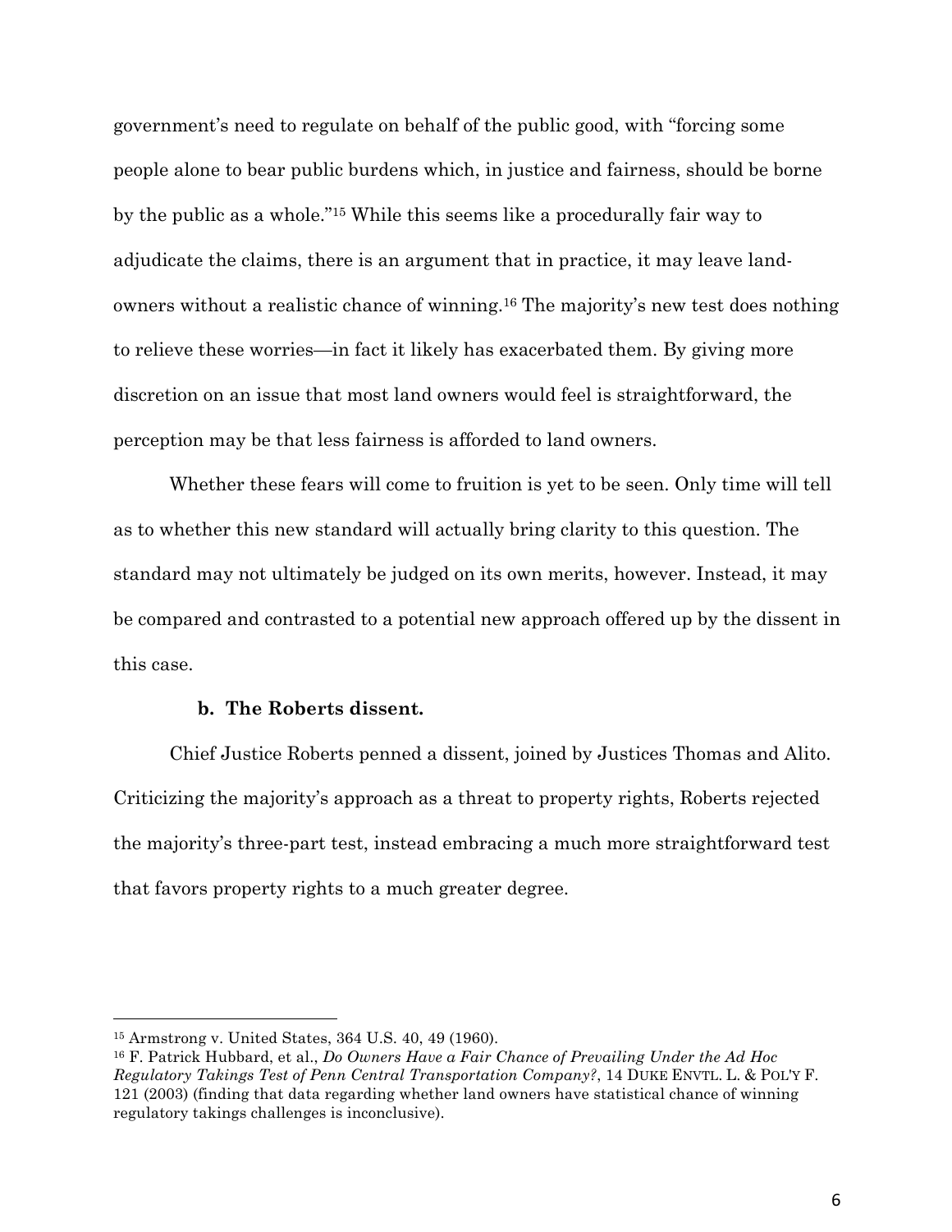government's need to regulate on behalf of the public good, with "forcing some people alone to bear public burdens which, in justice and fairness, should be borne by the public as a whole."[15] While this seems like a procedurally fair way to adjudicate the claims, there is an argument that in practice, it may leave land-owners without a realistic chance of winning.[16] The majority's new test does nothing to relieve these worries—in fact it likely has exacerbated them. By giving more discretion on an issue that most land owners would feel is straightforward, the perception may be that less fairness is afforded to land owners.

Whether these fears will come to fruition is yet to be seen. Only time will tell as to whether this new standard will actually bring clarity to this question. The standard may not ultimately be judged on its own merits, however. Instead, it may be compared and contrasted to a potential new approach offered up by the dissent in this case.

### b. The Roberts dissent.

Chief Justice Roberts penned a dissent, joined by Justices Thomas and Alito. Criticizing the majority's approach as a threat to property rights, Roberts rejected the majority's three-part test, instead embracing a much more straightforward test that favors property rights to a much greater degree.

---

[15] Armstrong v. United States, 364 U.S. 40, 49 (1960).

[16] F. Patrick Hubbard, et al., *Do Owners Have a Fair Chance of Prevailing Under the Ad Hoc Regulatory Takings Test of Penn Central Transportation Company?*, 14 DUKE ENVTL. L. & POL'Y F. 121 (2003) (finding that data regarding whether land owners have statistical chance of winning regulatory takings challenges is inconclusive).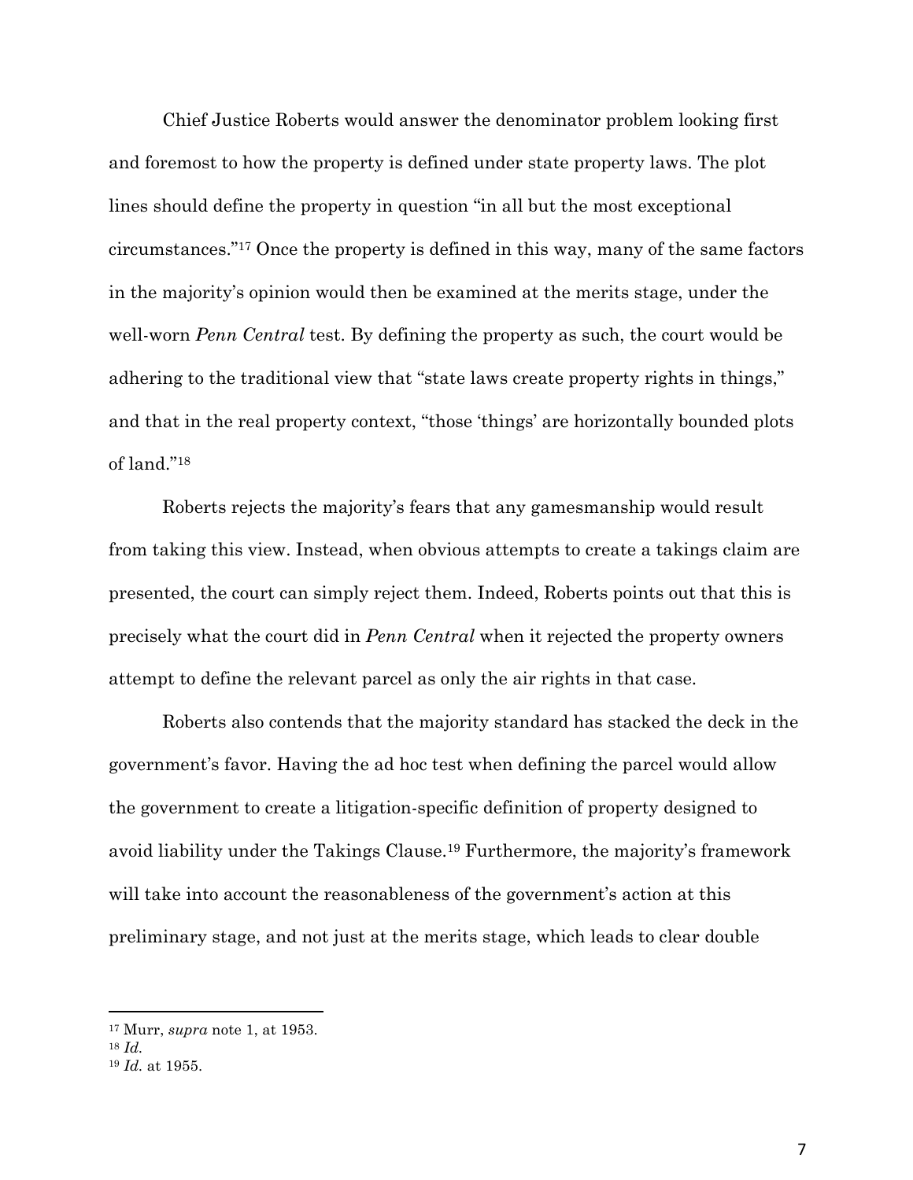Chief Justice Roberts would answer the denominator problem looking first and foremost to how the property is defined under state property laws. The plot lines should define the property in question "in all but the most exceptional circumstances."[17] Once the property is defined in this way, many of the same factors in the majority's opinion would then be examined at the merits stage, under the well-worn *Penn Central* test. By defining the property as such, the court would be adhering to the traditional view that "state laws create property rights in things," and that in the real property context, "those 'things' are horizontally bounded plots of land."[18]

Roberts rejects the majority's fears that any gamesmanship would result from taking this view. Instead, when obvious attempts to create a takings claim are presented, the court can simply reject them. Indeed, Roberts points out that this is precisely what the court did in *Penn Central* when it rejected the property owners attempt to define the relevant parcel as only the air rights in that case.

Roberts also contends that the majority standard has stacked the deck in the government's favor. Having the ad hoc test when defining the parcel would allow the government to create a litigation-specific definition of property designed to avoid liability under the Takings Clause.[19] Furthermore, the majority's framework will take into account the reasonableness of the government's action at this preliminary stage, and not just at the merits stage, which leads to clear double

---

[17] Murr, *supra* note 1, at 1953.

[18] *Id.*

[19] *Id.* at 1955.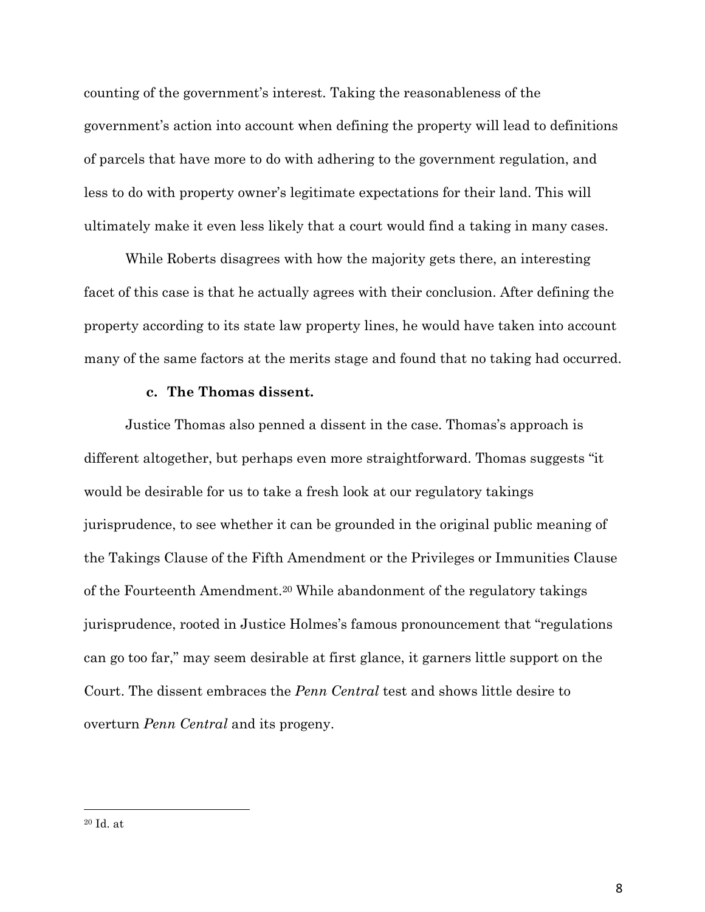counting of the government's interest. Taking the reasonableness of the government's action into account when defining the property will lead to definitions of parcels that have more to do with adhering to the government regulation, and less to do with property owner's legitimate expectations for their land. This will ultimately make it even less likely that a court would find a taking in many cases.

While Roberts disagrees with how the majority gets there, an interesting facet of this case is that he actually agrees with their conclusion. After defining the property according to its state law property lines, he would have taken into account many of the same factors at the merits stage and found that no taking had occurred.

**c. The Thomas dissent.**

Justice Thomas also penned a dissent in the case. Thomas's approach is different altogether, but perhaps even more straightforward. Thomas suggests "it would be desirable for us to take a fresh look at our regulatory takings jurisprudence, to see whether it can be grounded in the original public meaning of the Takings Clause of the Fifth Amendment or the Privileges or Immunities Clause of the Fourteenth Amendment.[20] While abandonment of the regulatory takings jurisprudence, rooted in Justice Holmes's famous pronouncement that "regulations can go too far," may seem desirable at first glance, it garners little support on the Court. The dissent embraces the *Penn Central* test and shows little desire to overturn *Penn Central* and its progeny.

---

[20] Id. at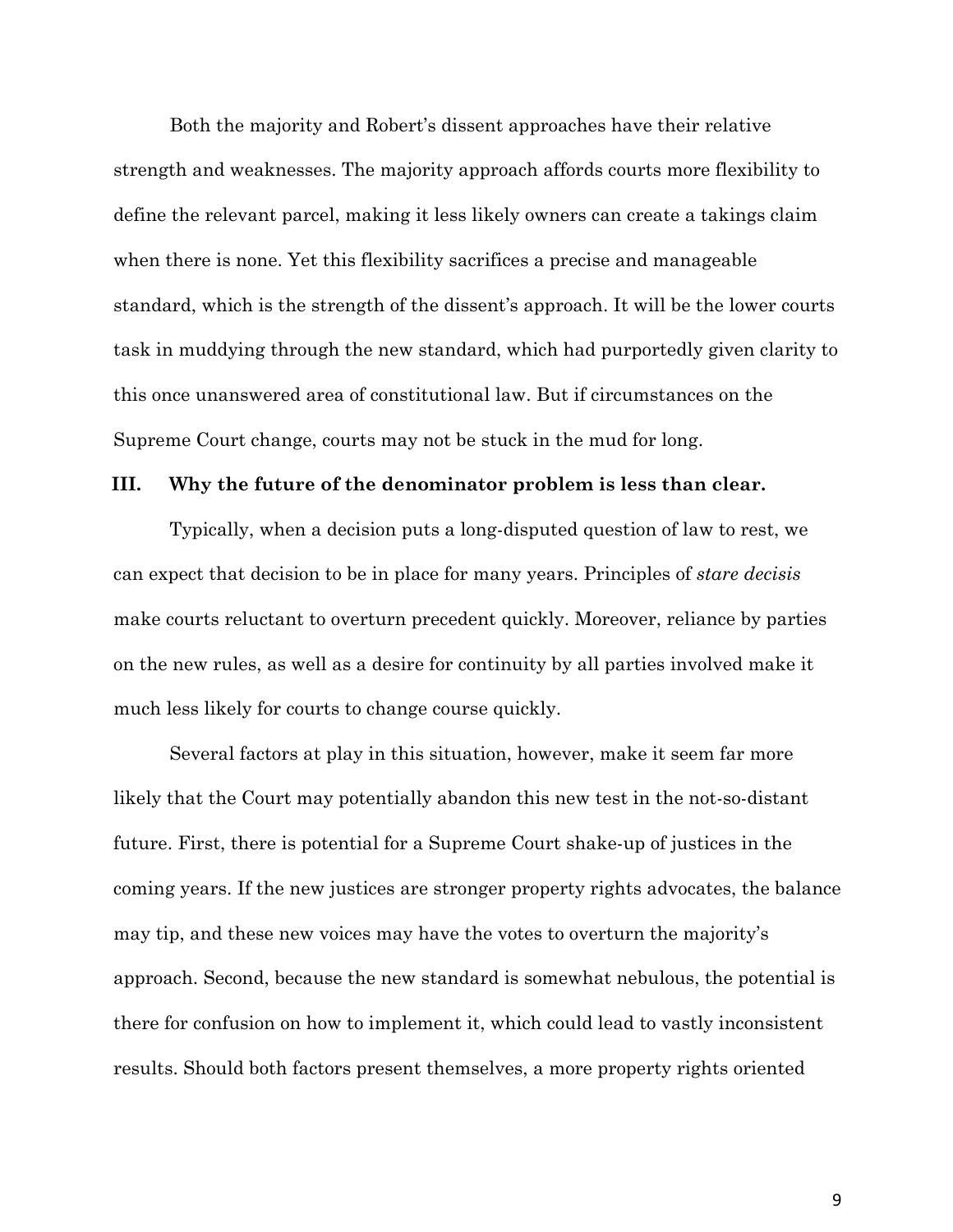Both the majority and Robert's dissent approaches have their relative strength and weaknesses. The majority approach affords courts more flexibility to define the relevant parcel, making it less likely owners can create a takings claim when there is none. Yet this flexibility sacrifices a precise and manageable standard, which is the strength of the dissent's approach. It will be the lower courts task in muddying through the new standard, which had purportedly given clarity to this once unanswered area of constitutional law. But if circumstances on the Supreme Court change, courts may not be stuck in the mud for long.

## III. Why the future of the denominator problem is less than clear.

Typically, when a decision puts a long-disputed question of law to rest, we can expect that decision to be in place for many years. Principles of *stare decisis* make courts reluctant to overturn precedent quickly. Moreover, reliance by parties on the new rules, as well as a desire for continuity by all parties involved make it much less likely for courts to change course quickly.

Several factors at play in this situation, however, make it seem far more likely that the Court may potentially abandon this new test in the not-so-distant future. First, there is potential for a Supreme Court shake-up of justices in the coming years. If the new justices are stronger property rights advocates, the balance may tip, and these new voices may have the votes to overturn the majority's approach. Second, because the new standard is somewhat nebulous, the potential is there for confusion on how to implement it, which could lead to vastly inconsistent results. Should both factors present themselves, a more property rights oriented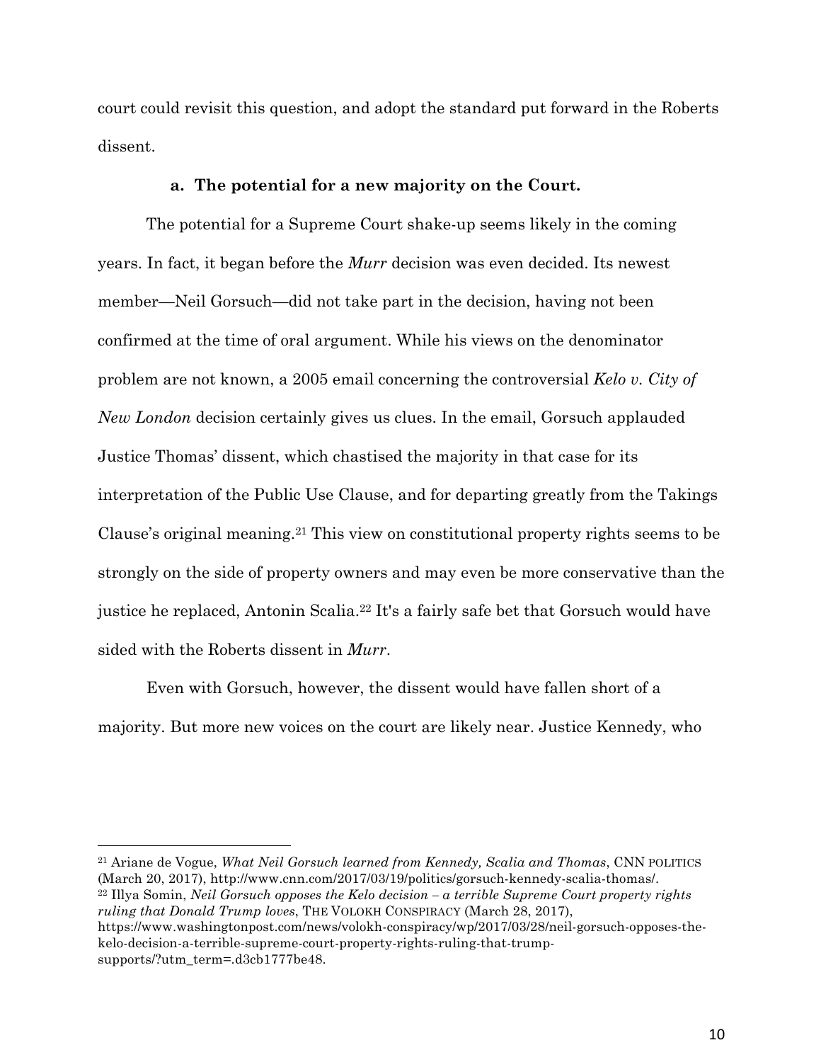court could revisit this question, and adopt the standard put forward in the Roberts dissent.

**a. The potential for a new majority on the Court.**

The potential for a Supreme Court shake-up seems likely in the coming years. In fact, it began before the *Murr* decision was even decided. Its newest member—Neil Gorsuch—did not take part in the decision, having not been confirmed at the time of oral argument. While his views on the denominator problem are not known, a 2005 email concerning the controversial *Kelo v. City of New London* decision certainly gives us clues. In the email, Gorsuch applauded Justice Thomas' dissent, which chastised the majority in that case for its interpretation of the Public Use Clause, and for departing greatly from the Takings Clause's original meaning.[21] This view on constitutional property rights seems to be strongly on the side of property owners and may even be more conservative than the justice he replaced, Antonin Scalia.[22] It's a fairly safe bet that Gorsuch would have sided with the Roberts dissent in *Murr*.

Even with Gorsuch, however, the dissent would have fallen short of a majority. But more new voices on the court are likely near. Justice Kennedy, who

---

[21] Ariane de Vogue, *What Neil Gorsuch learned from Kennedy, Scalia and Thomas*, CNN POLITICS (March 20, 2017), http://www.cnn.com/2017/03/19/politics/gorsuch-kennedy-scalia-thomas/.

[22] Illya Somin, *Neil Gorsuch opposes the Kelo decision – a terrible Supreme Court property rights ruling that Donald Trump loves*, THE VOLOKH CONSPIRACY (March 28, 2017), https://www.washingtonpost.com/news/volokh-conspiracy/wp/2017/03/28/neil-gorsuch-opposes-the-kelo-decision-a-terrible-supreme-court-property-rights-ruling-that-trump-supports/?utm_term=.d3cb1777be48.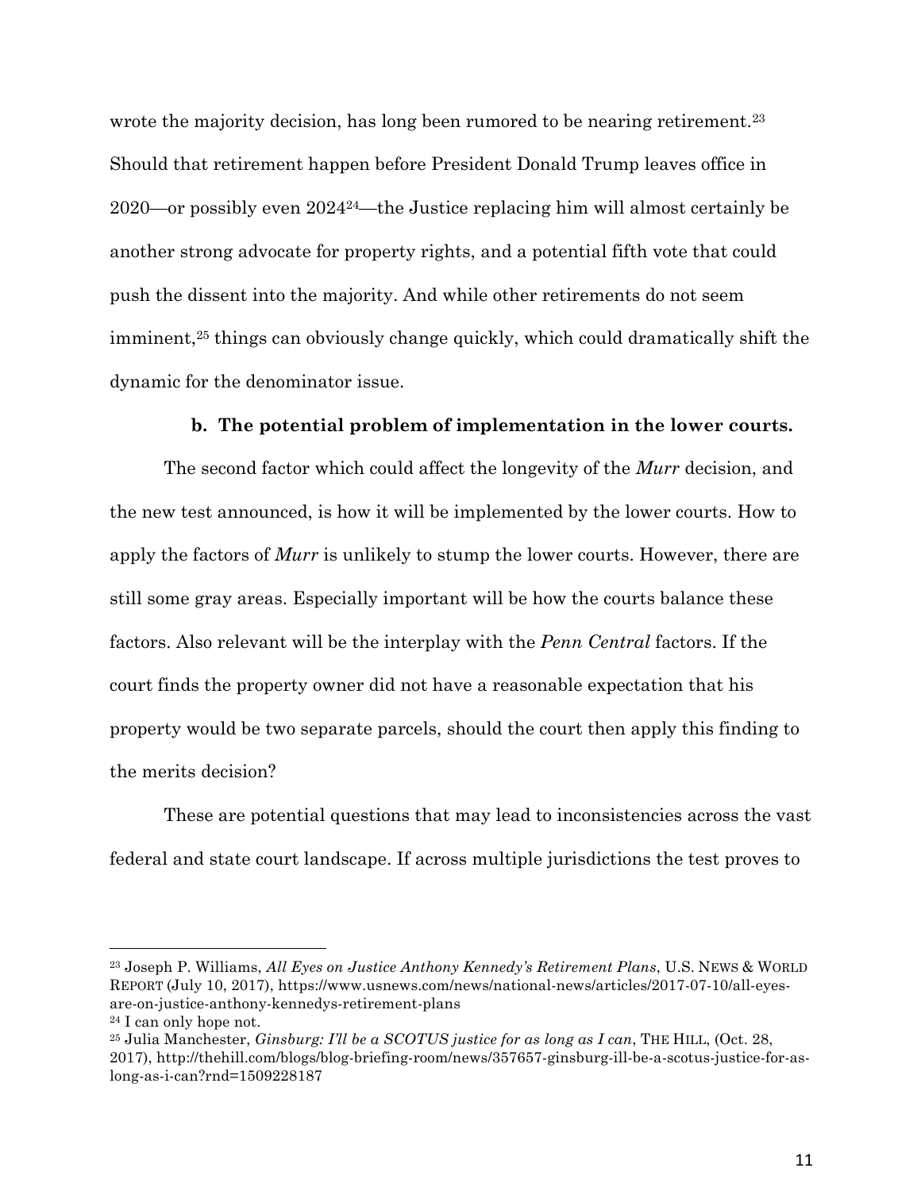wrote the majority decision, has long been rumored to be nearing retirement.[23] Should that retirement happen before President Donald Trump leaves office in 2020—or possibly even 2024[24]—the Justice replacing him will almost certainly be another strong advocate for property rights, and a potential fifth vote that could push the dissent into the majority. And while other retirements do not seem imminent,[25] things can obviously change quickly, which could dramatically shift the dynamic for the denominator issue.

**b. The potential problem of implementation in the lower courts.**

The second factor which could affect the longevity of the *Murr* decision, and the new test announced, is how it will be implemented by the lower courts. How to apply the factors of *Murr* is unlikely to stump the lower courts. However, there are still some gray areas. Especially important will be how the courts balance these factors. Also relevant will be the interplay with the *Penn Central* factors. If the court finds the property owner did not have a reasonable expectation that his property would be two separate parcels, should the court then apply this finding to the merits decision?

These are potential questions that may lead to inconsistencies across the vast federal and state court landscape. If across multiple jurisdictions the test proves to

---

[23] Joseph P. Williams, *All Eyes on Justice Anthony Kennedy's Retirement Plans*, U.S. NEWS & WORLD REPORT (July 10, 2017), https://www.usnews.com/news/national-news/articles/2017-07-10/all-eyes-are-on-justice-anthony-kennedys-retirement-plans

[24] I can only hope not.

[25] Julia Manchester, *Ginsburg: I'll be a SCOTUS justice for as long as I can*, THE HILL, (Oct. 28, 2017), http://thehill.com/blogs/blog-briefing-room/news/357657-ginsburg-ill-be-a-scotus-justice-for-as-long-as-i-can?rnd=1509228187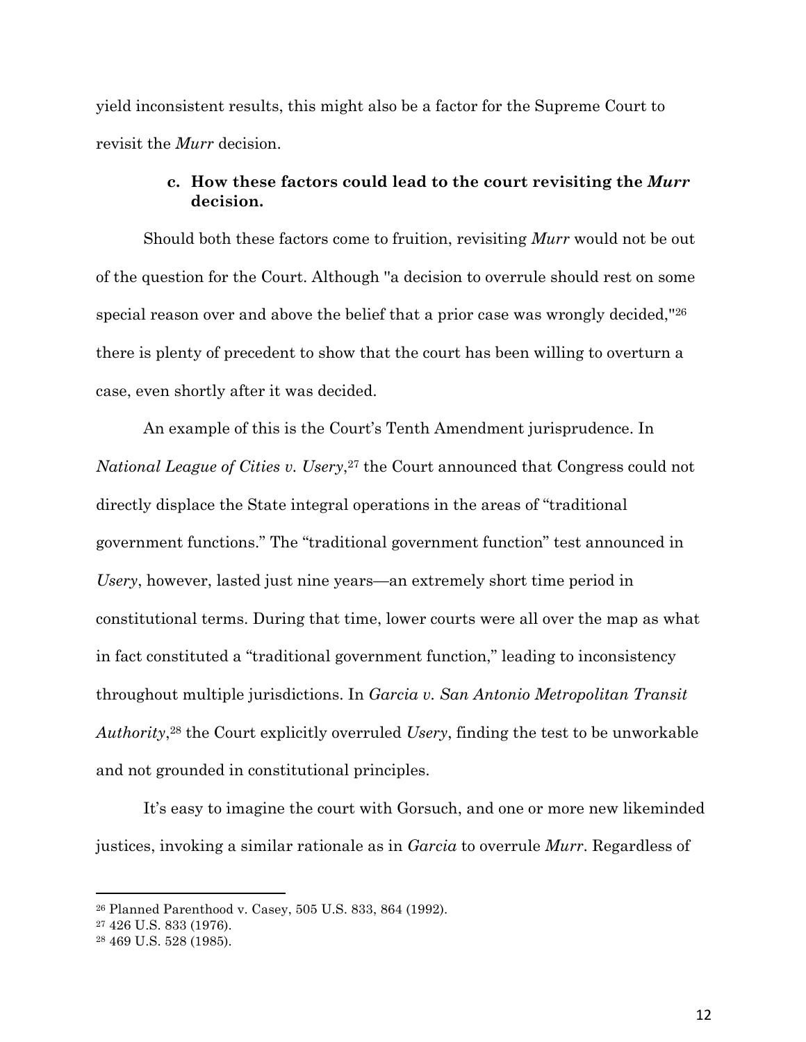yield inconsistent results, this might also be a factor for the Supreme Court to revisit the *Murr* decision.

#### c. How these factors could lead to the court revisiting the *Murr* decision.

Should both these factors come to fruition, revisiting *Murr* would not be out of the question for the Court. Although "a decision to overrule should rest on some special reason over and above the belief that a prior case was wrongly decided,"[26] there is plenty of precedent to show that the court has been willing to overturn a case, even shortly after it was decided.

An example of this is the Court's Tenth Amendment jurisprudence. In *National League of Cities v. Usery*,[27] the Court announced that Congress could not directly displace the State integral operations in the areas of "traditional government functions." The "traditional government function" test announced in *Usery*, however, lasted just nine years—an extremely short time period in constitutional terms. During that time, lower courts were all over the map as what in fact constituted a "traditional government function," leading to inconsistency throughout multiple jurisdictions. In *Garcia v. San Antonio Metropolitan Transit Authority*,[28] the Court explicitly overruled *Usery*, finding the test to be unworkable and not grounded in constitutional principles.

It's easy to imagine the court with Gorsuch, and one or more new likeminded justices, invoking a similar rationale as in *Garcia* to overrule *Murr*. Regardless of

---

[26] Planned Parenthood v. Casey, 505 U.S. 833, 864 (1992).

[27] 426 U.S. 833 (1976).

[28] 469 U.S. 528 (1985).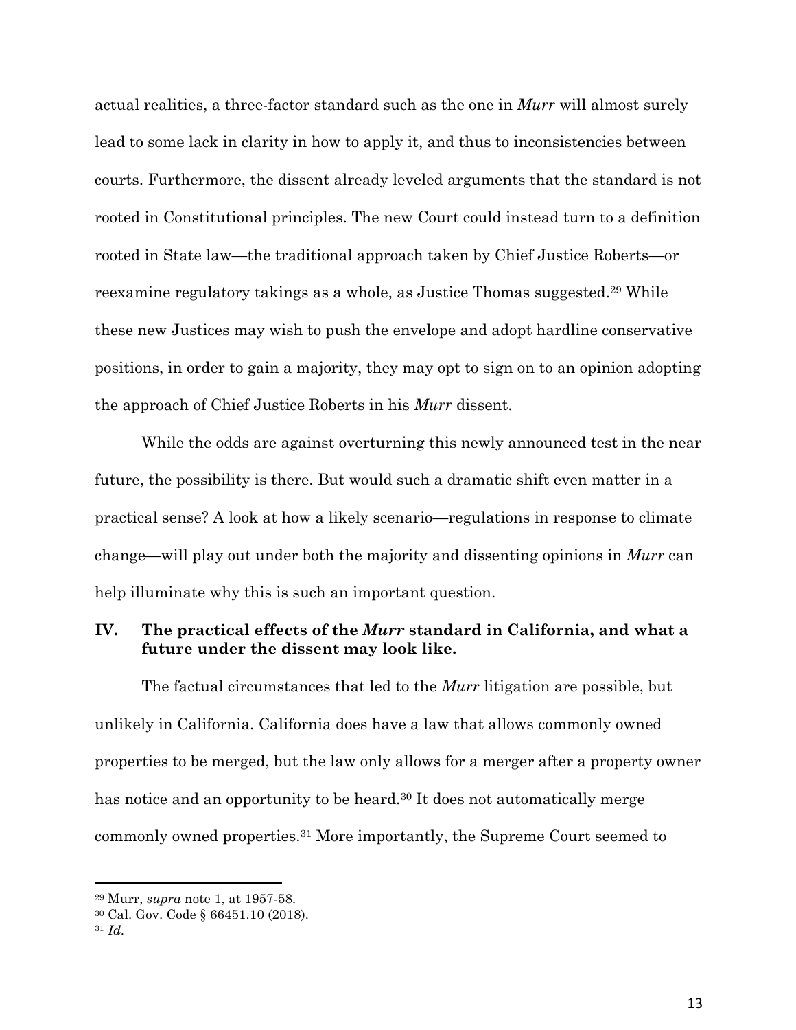actual realities, a three-factor standard such as the one in *Murr* will almost surely lead to some lack in clarity in how to apply it, and thus to inconsistencies between courts. Furthermore, the dissent already leveled arguments that the standard is not rooted in Constitutional principles. The new Court could instead turn to a definition rooted in State law—the traditional approach taken by Chief Justice Roberts—or reexamine regulatory takings as a whole, as Justice Thomas suggested.[29] While these new Justices may wish to push the envelope and adopt hardline conservative positions, in order to gain a majority, they may opt to sign on to an opinion adopting the approach of Chief Justice Roberts in his *Murr* dissent.

While the odds are against overturning this newly announced test in the near future, the possibility is there. But would such a dramatic shift even matter in a practical sense? A look at how a likely scenario—regulations in response to climate change—will play out under both the majority and dissenting opinions in *Murr* can help illuminate why this is such an important question.

## IV. The practical effects of the *Murr* standard in California, and what a future under the dissent may look like.

The factual circumstances that led to the *Murr* litigation are possible, but unlikely in California. California does have a law that allows commonly owned properties to be merged, but the law only allows for a merger after a property owner has notice and an opportunity to be heard.[30] It does not automatically merge commonly owned properties.[31] More importantly, the Supreme Court seemed to

---

[29] Murr, *supra* note 1, at 1957-58.

[30] Cal. Gov. Code § 66451.10 (2018).

[31] *Id.*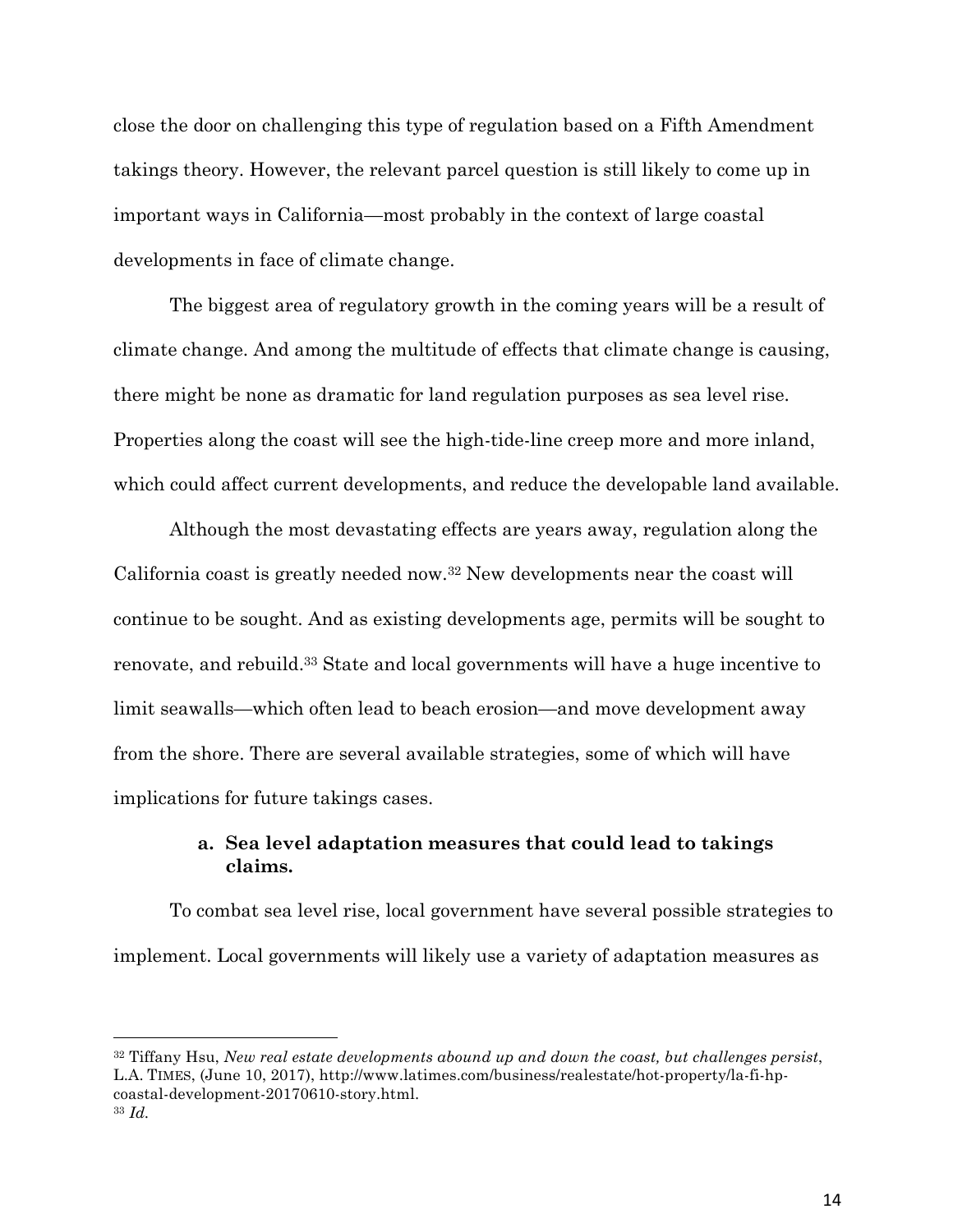close the door on challenging this type of regulation based on a Fifth Amendment takings theory. However, the relevant parcel question is still likely to come up in important ways in California—most probably in the context of large coastal developments in face of climate change.

The biggest area of regulatory growth in the coming years will be a result of climate change. And among the multitude of effects that climate change is causing, there might be none as dramatic for land regulation purposes as sea level rise. Properties along the coast will see the high-tide-line creep more and more inland, which could affect current developments, and reduce the developable land available.

Although the most devastating effects are years away, regulation along the California coast is greatly needed now.[32] New developments near the coast will continue to be sought. And as existing developments age, permits will be sought to renovate, and rebuild.[33] State and local governments will have a huge incentive to limit seawalls—which often lead to beach erosion—and move development away from the shore. There are several available strategies, some of which will have implications for future takings cases.

### a. Sea level adaptation measures that could lead to takings claims.

To combat sea level rise, local government have several possible strategies to implement. Local governments will likely use a variety of adaptation measures as

---

[32] Tiffany Hsu, *New real estate developments abound up and down the coast, but challenges persist*, L.A. TIMES, (June 10, 2017), http://www.latimes.com/business/realestate/hot-property/la-fi-hp-coastal-development-20170610-story.html.

[33] *Id.*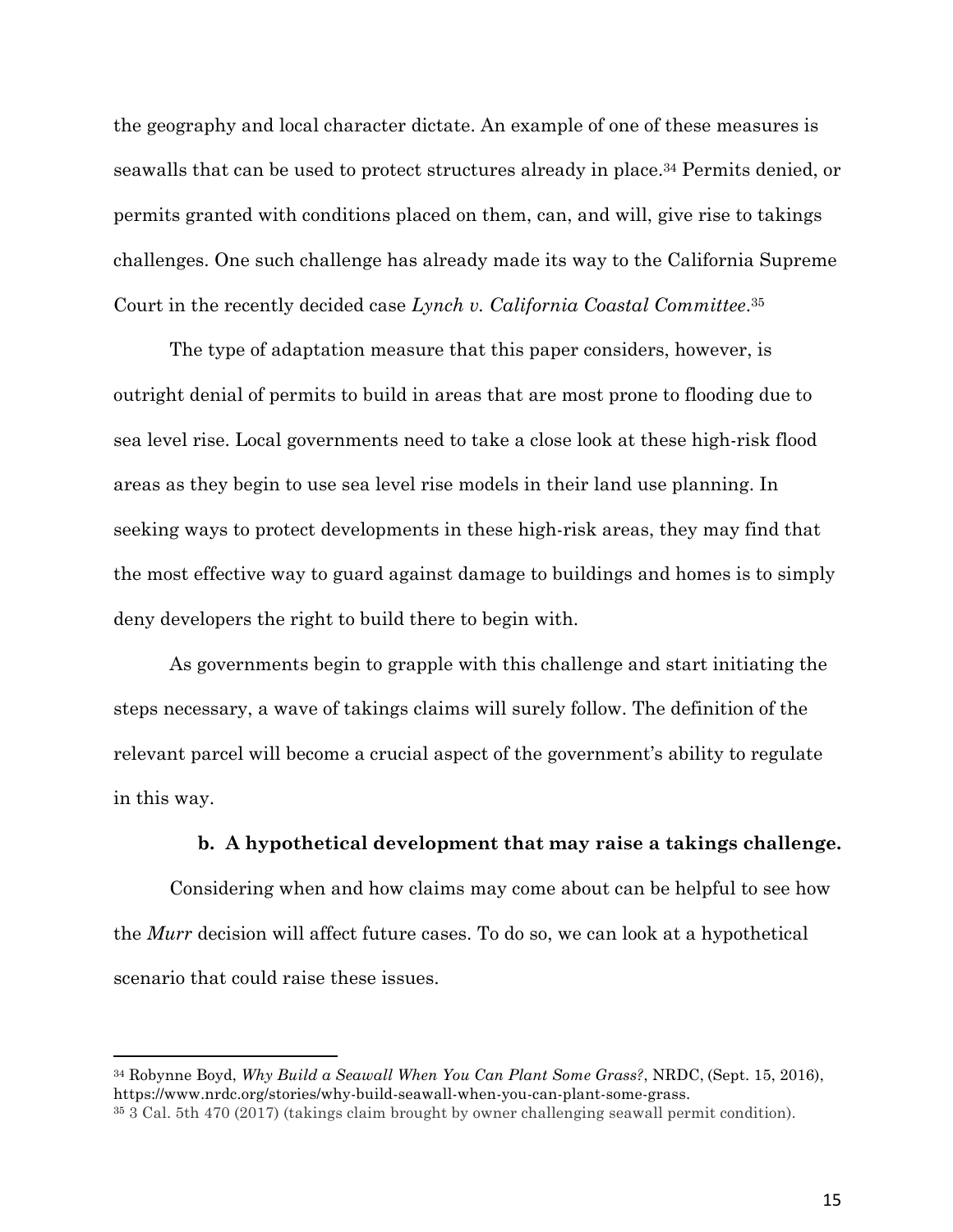the geography and local character dictate. An example of one of these measures is seawalls that can be used to protect structures already in place.[34] Permits denied, or permits granted with conditions placed on them, can, and will, give rise to takings challenges. One such challenge has already made its way to the California Supreme Court in the recently decided case *Lynch v. California Coastal Committee*.[35]

The type of adaptation measure that this paper considers, however, is outright denial of permits to build in areas that are most prone to flooding due to sea level rise. Local governments need to take a close look at these high-risk flood areas as they begin to use sea level rise models in their land use planning. In seeking ways to protect developments in these high-risk areas, they may find that the most effective way to guard against damage to buildings and homes is to simply deny developers the right to build there to begin with.

As governments begin to grapple with this challenge and start initiating the steps necessary, a wave of takings claims will surely follow. The definition of the relevant parcel will become a crucial aspect of the government's ability to regulate in this way.

### b. A hypothetical development that may raise a takings challenge.

Considering when and how claims may come about can be helpful to see how the *Murr* decision will affect future cases. To do so, we can look at a hypothetical scenario that could raise these issues.

---

[34] Robynne Boyd, *Why Build a Seawall When You Can Plant Some Grass?*, NRDC, (Sept. 15, 2016), https://www.nrdc.org/stories/why-build-seawall-when-you-can-plant-some-grass.

[35] 3 Cal. 5th 470 (2017) (takings claim brought by owner challenging seawall permit condition).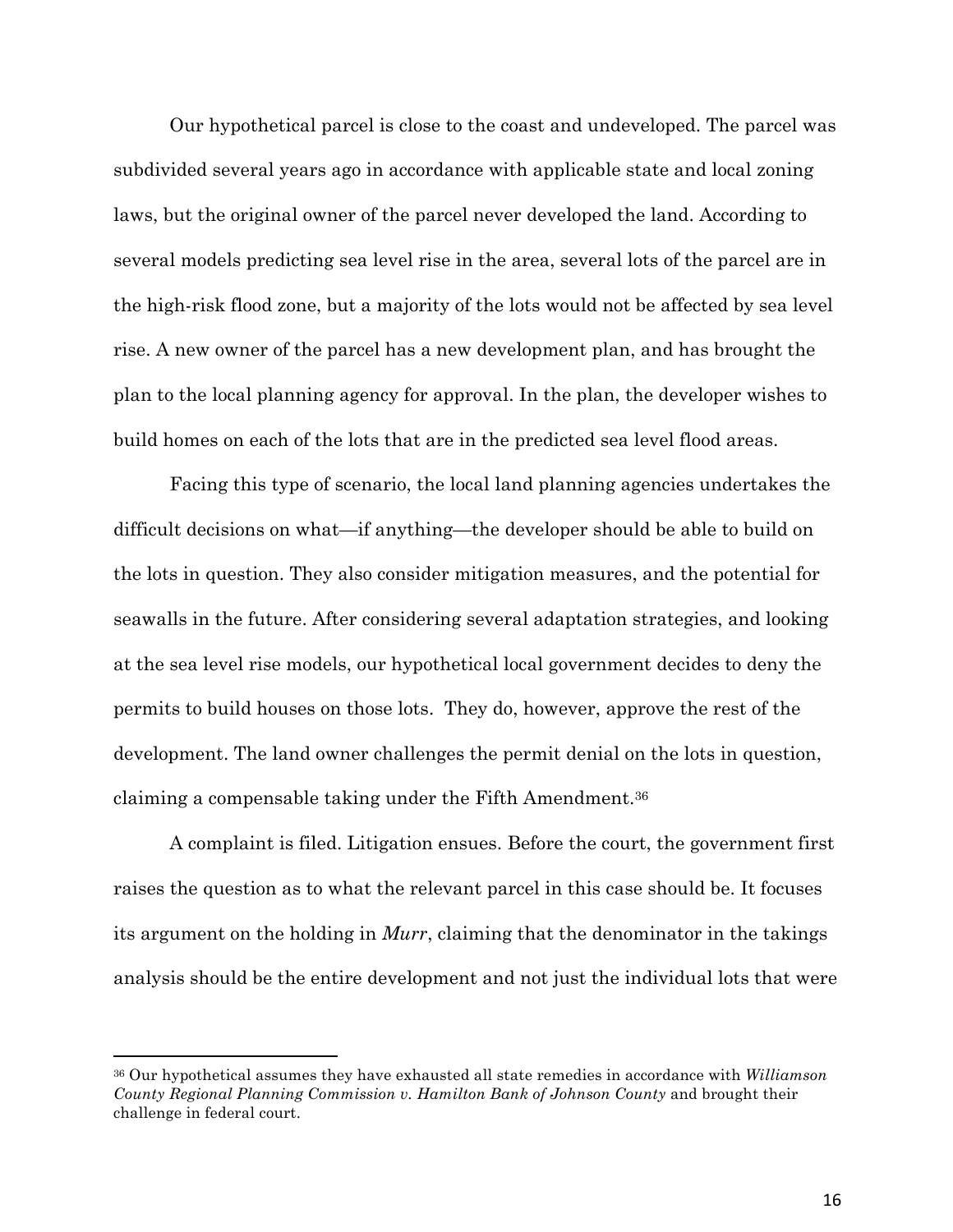Our hypothetical parcel is close to the coast and undeveloped. The parcel was subdivided several years ago in accordance with applicable state and local zoning laws, but the original owner of the parcel never developed the land. According to several models predicting sea level rise in the area, several lots of the parcel are in the high-risk flood zone, but a majority of the lots would not be affected by sea level rise. A new owner of the parcel has a new development plan, and has brought the plan to the local planning agency for approval. In the plan, the developer wishes to build homes on each of the lots that are in the predicted sea level flood areas.

Facing this type of scenario, the local land planning agencies undertakes the difficult decisions on what—if anything—the developer should be able to build on the lots in question. They also consider mitigation measures, and the potential for seawalls in the future. After considering several adaptation strategies, and looking at the sea level rise models, our hypothetical local government decides to deny the permits to build houses on those lots. They do, however, approve the rest of the development. The land owner challenges the permit denial on the lots in question, claiming a compensable taking under the Fifth Amendment.[36]

A complaint is filed. Litigation ensues. Before the court, the government first raises the question as to what the relevant parcel in this case should be. It focuses its argument on the holding in *Murr*, claiming that the denominator in the takings analysis should be the entire development and not just the individual lots that were

---

[36] Our hypothetical assumes they have exhausted all state remedies in accordance with *Williamson County Regional Planning Commission v. Hamilton Bank of Johnson County* and brought their challenge in federal court.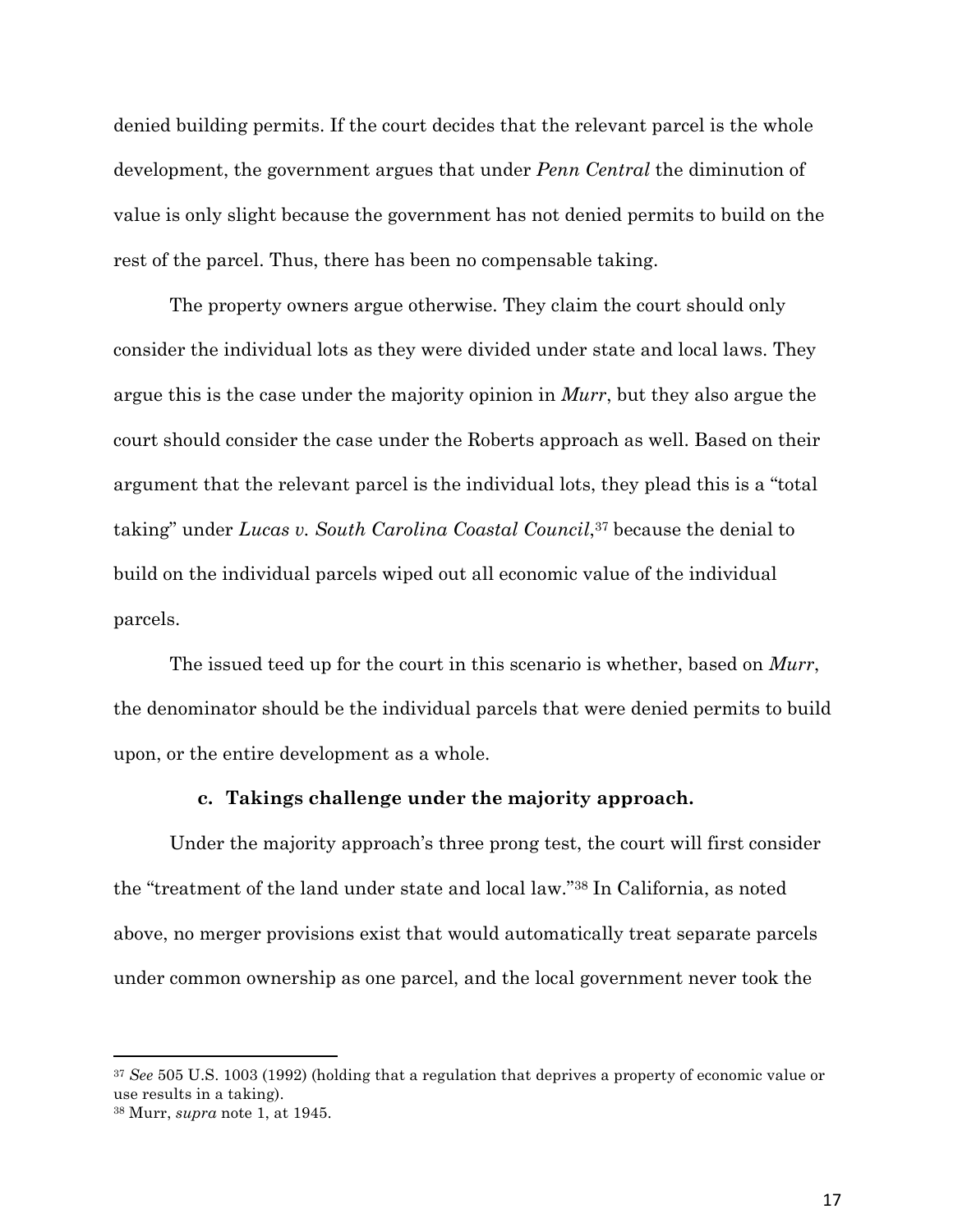denied building permits. If the court decides that the relevant parcel is the whole development, the government argues that under *Penn Central* the diminution of value is only slight because the government has not denied permits to build on the rest of the parcel. Thus, there has been no compensable taking.

The property owners argue otherwise. They claim the court should only consider the individual lots as they were divided under state and local laws. They argue this is the case under the majority opinion in *Murr*, but they also argue the court should consider the case under the Roberts approach as well. Based on their argument that the relevant parcel is the individual lots, they plead this is a "total taking" under *Lucas v. South Carolina Coastal Council*,[37] because the denial to build on the individual parcels wiped out all economic value of the individual parcels.

The issued teed up for the court in this scenario is whether, based on *Murr*, the denominator should be the individual parcels that were denied permits to build upon, or the entire development as a whole.

### c. Takings challenge under the majority approach.

Under the majority approach's three prong test, the court will first consider the "treatment of the land under state and local law."[38] In California, as noted above, no merger provisions exist that would automatically treat separate parcels under common ownership as one parcel, and the local government never took the

---

[37] *See* 505 U.S. 1003 (1992) (holding that a regulation that deprives a property of economic value or use results in a taking).

[38] Murr, *supra* note 1, at 1945.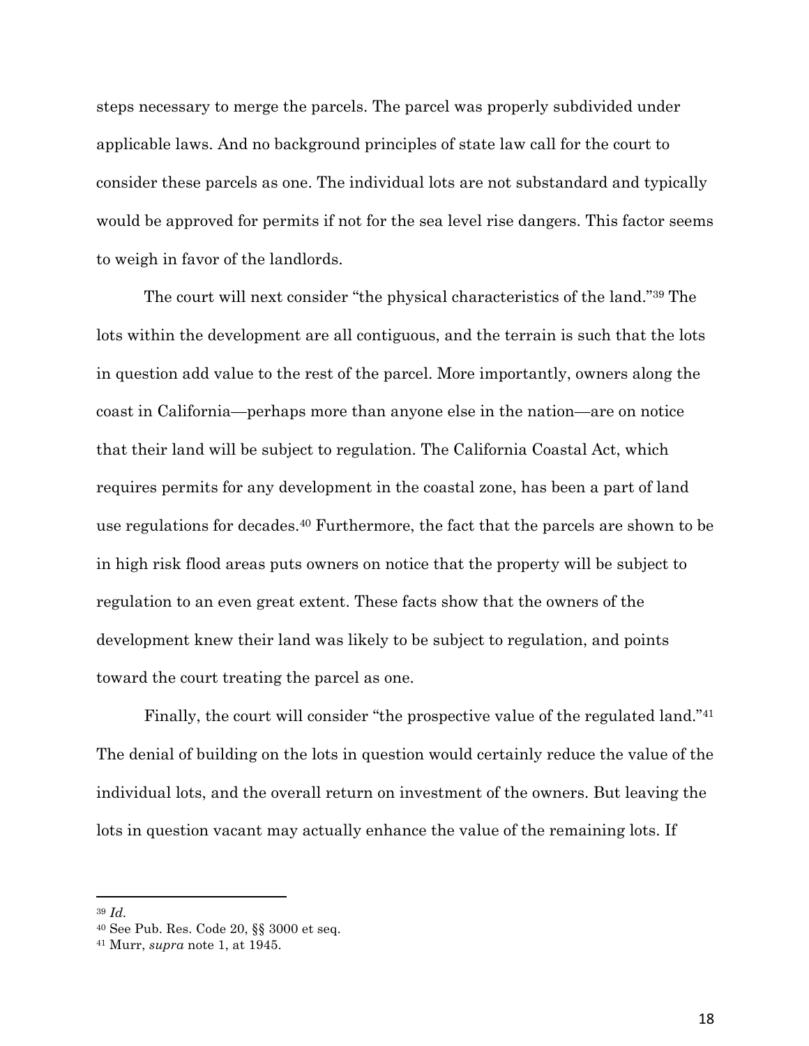steps necessary to merge the parcels. The parcel was properly subdivided under applicable laws. And no background principles of state law call for the court to consider these parcels as one. The individual lots are not substandard and typically would be approved for permits if not for the sea level rise dangers. This factor seems to weigh in favor of the landlords.

The court will next consider "the physical characteristics of the land."[39] The lots within the development are all contiguous, and the terrain is such that the lots in question add value to the rest of the parcel. More importantly, owners along the coast in California—perhaps more than anyone else in the nation—are on notice that their land will be subject to regulation. The California Coastal Act, which requires permits for any development in the coastal zone, has been a part of land use regulations for decades.[40] Furthermore, the fact that the parcels are shown to be in high risk flood areas puts owners on notice that the property will be subject to regulation to an even great extent. These facts show that the owners of the development knew their land was likely to be subject to regulation, and points toward the court treating the parcel as one.

Finally, the court will consider "the prospective value of the regulated land."[41] The denial of building on the lots in question would certainly reduce the value of the individual lots, and the overall return on investment of the owners. But leaving the lots in question vacant may actually enhance the value of the remaining lots. If

---

[39] *Id.*

[40] See Pub. Res. Code 20, §§ 3000 et seq.

[41] Murr, *supra* note 1, at 1945.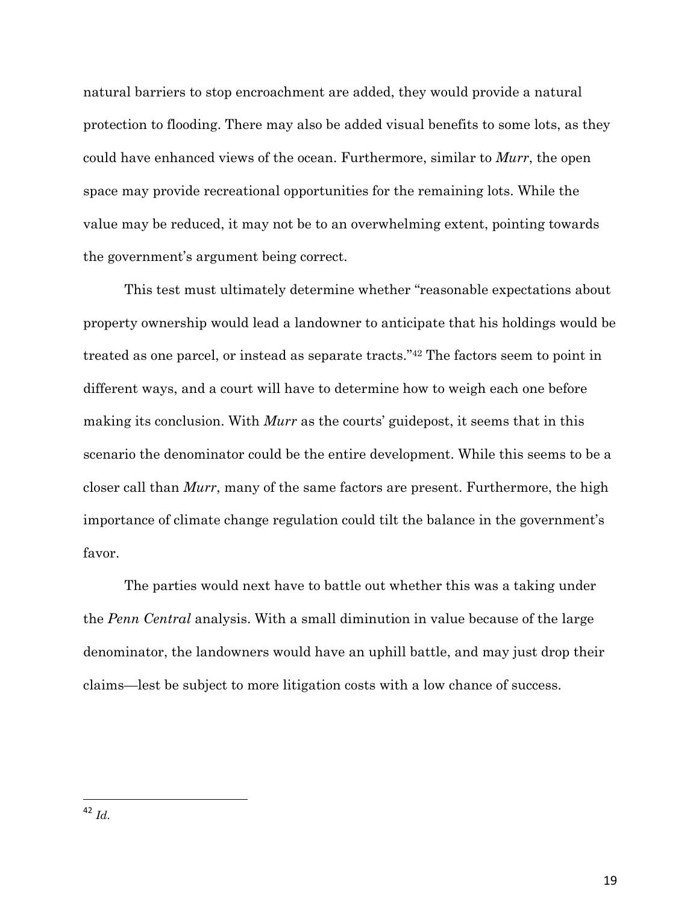natural barriers to stop encroachment are added, they would provide a natural protection to flooding. There may also be added visual benefits to some lots, as they could have enhanced views of the ocean. Furthermore, similar to *Murr*, the open space may provide recreational opportunities for the remaining lots. While the value may be reduced, it may not be to an overwhelming extent, pointing towards the government's argument being correct.

This test must ultimately determine whether "reasonable expectations about property ownership would lead a landowner to anticipate that his holdings would be treated as one parcel, or instead as separate tracts."[42] The factors seem to point in different ways, and a court will have to determine how to weigh each one before making its conclusion. With *Murr* as the courts' guidepost, it seems that in this scenario the denominator could be the entire development. While this seems to be a closer call than *Murr*, many of the same factors are present. Furthermore, the high importance of climate change regulation could tilt the balance in the government's favor.

The parties would next have to battle out whether this was a taking under the *Penn Central* analysis. With a small diminution in value because of the large denominator, the landowners would have an uphill battle, and may just drop their claims—lest be subject to more litigation costs with a low chance of success.

---

[42] *Id.*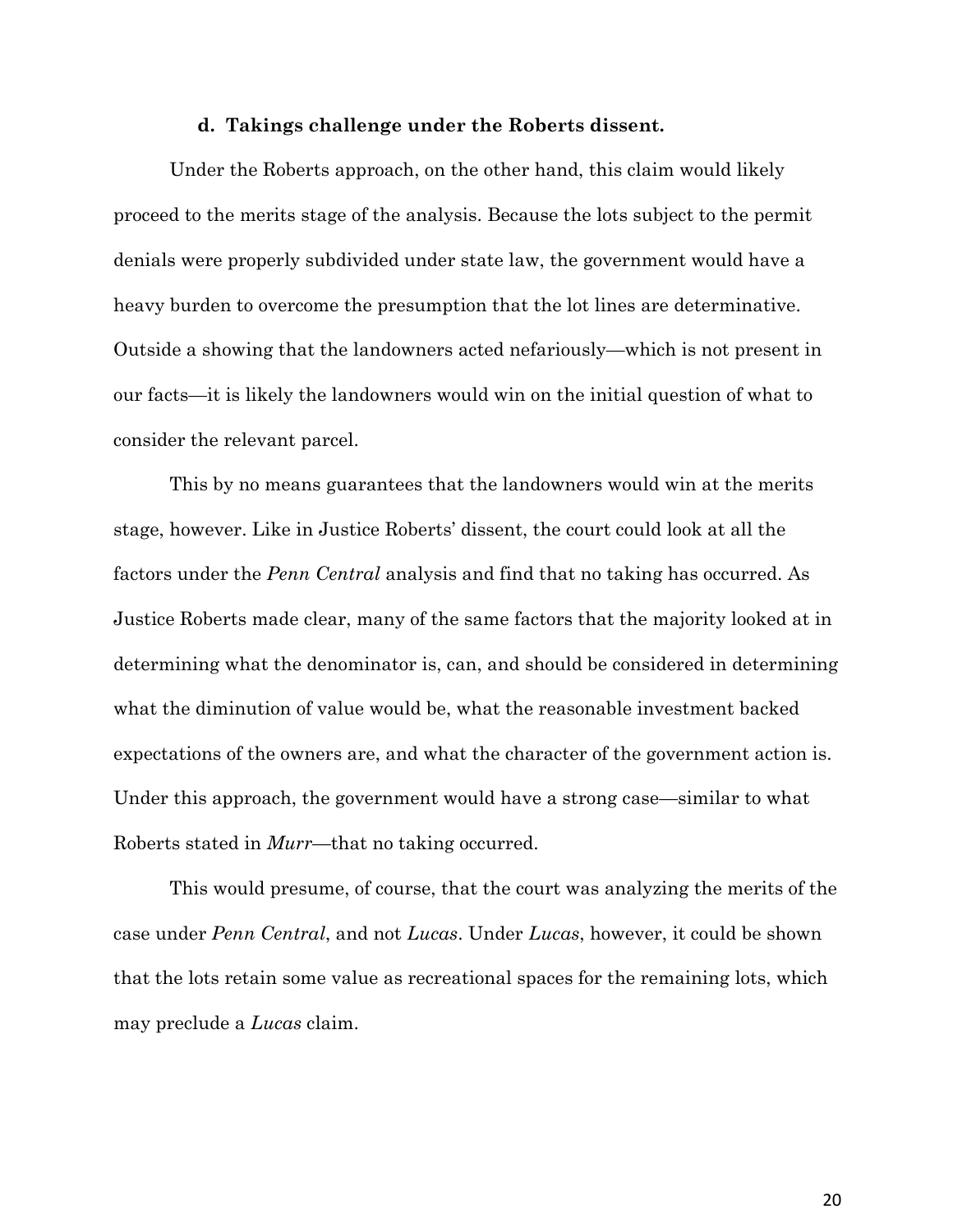#### d. Takings challenge under the Roberts dissent.

Under the Roberts approach, on the other hand, this claim would likely proceed to the merits stage of the analysis. Because the lots subject to the permit denials were properly subdivided under state law, the government would have a heavy burden to overcome the presumption that the lot lines are determinative. Outside a showing that the landowners acted nefariously—which is not present in our facts—it is likely the landowners would win on the initial question of what to consider the relevant parcel.

This by no means guarantees that the landowners would win at the merits stage, however. Like in Justice Roberts' dissent, the court could look at all the factors under the *Penn Central* analysis and find that no taking has occurred. As Justice Roberts made clear, many of the same factors that the majority looked at in determining what the denominator is, can, and should be considered in determining what the diminution of value would be, what the reasonable investment backed expectations of the owners are, and what the character of the government action is. Under this approach, the government would have a strong case—similar to what Roberts stated in *Murr*—that no taking occurred.

This would presume, of course, that the court was analyzing the merits of the case under *Penn Central*, and not *Lucas*. Under *Lucas*, however, it could be shown that the lots retain some value as recreational spaces for the remaining lots, which may preclude a *Lucas* claim.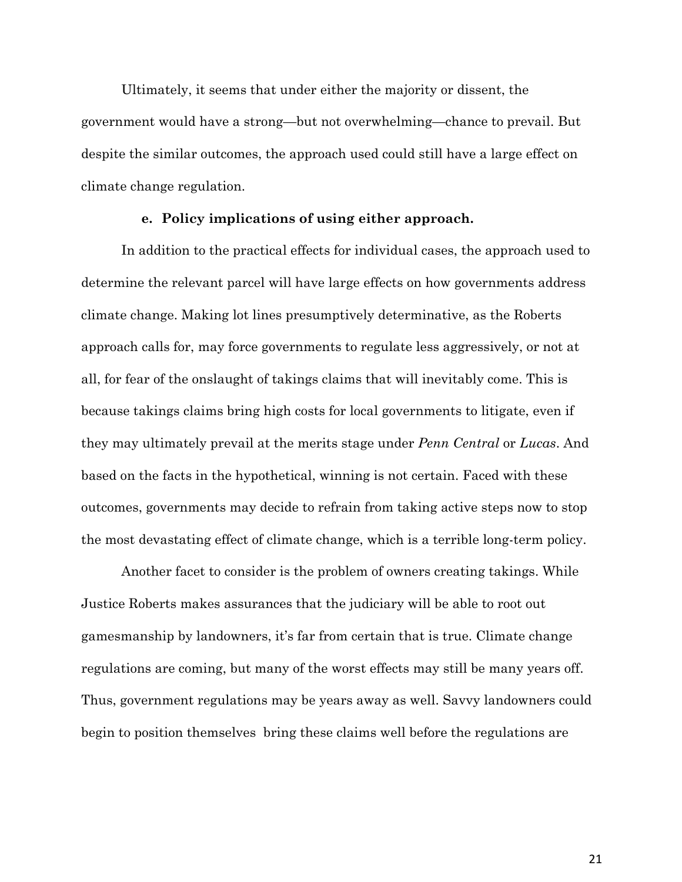Ultimately, it seems that under either the majority or dissent, the government would have a strong—but not overwhelming—chance to prevail. But despite the similar outcomes, the approach used could still have a large effect on climate change regulation.

#### e. Policy implications of using either approach.

In addition to the practical effects for individual cases, the approach used to determine the relevant parcel will have large effects on how governments address climate change. Making lot lines presumptively determinative, as the Roberts approach calls for, may force governments to regulate less aggressively, or not at all, for fear of the onslaught of takings claims that will inevitably come. This is because takings claims bring high costs for local governments to litigate, even if they may ultimately prevail at the merits stage under *Penn Central* or *Lucas*. And based on the facts in the hypothetical, winning is not certain. Faced with these outcomes, governments may decide to refrain from taking active steps now to stop the most devastating effect of climate change, which is a terrible long-term policy.

Another facet to consider is the problem of owners creating takings. While Justice Roberts makes assurances that the judiciary will be able to root out gamesmanship by landowners, it's far from certain that is true. Climate change regulations are coming, but many of the worst effects may still be many years off. Thus, government regulations may be years away as well. Savvy landowners could begin to position themselves  bring these claims well before the regulations are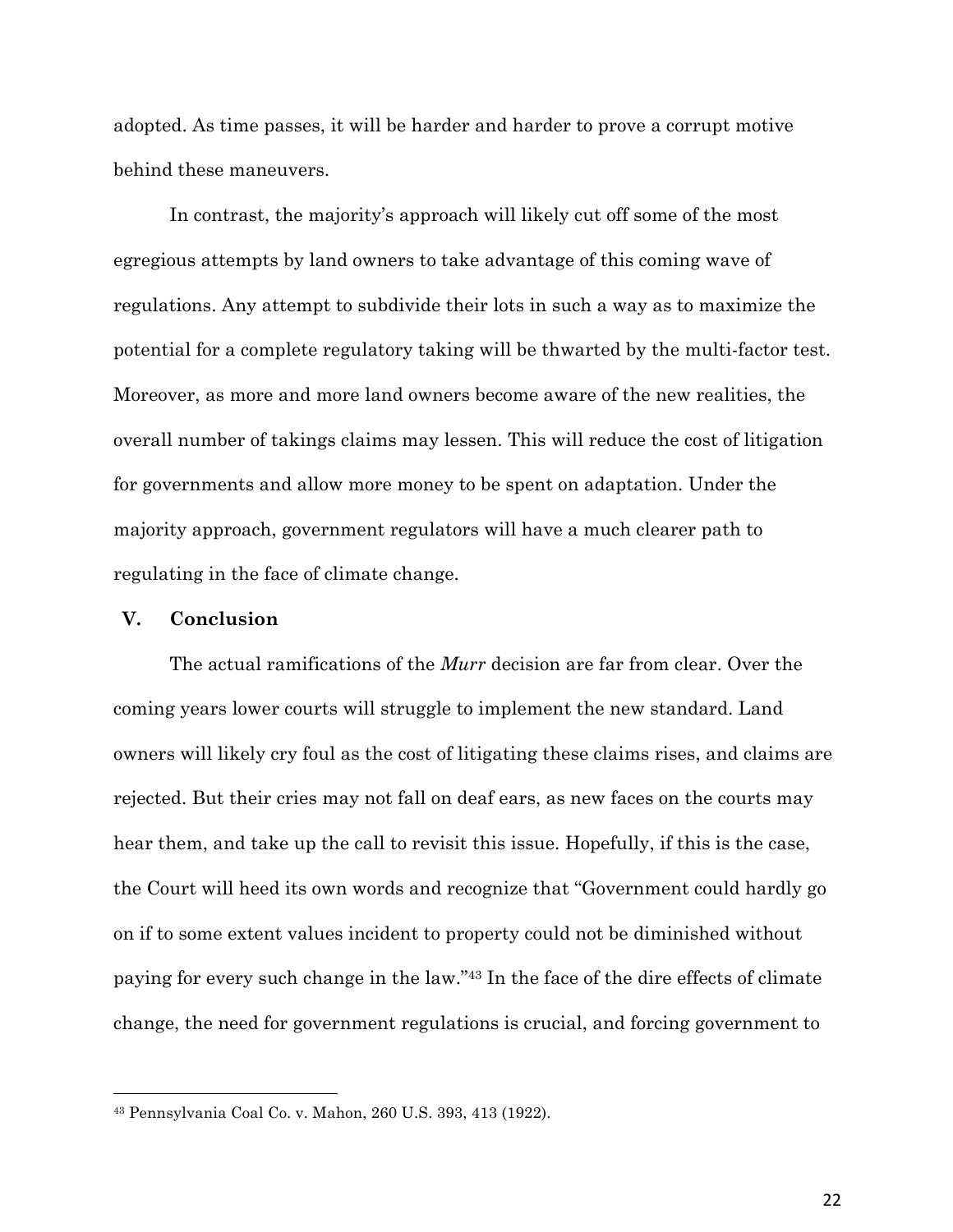adopted. As time passes, it will be harder and harder to prove a corrupt motive behind these maneuvers.

In contrast, the majority's approach will likely cut off some of the most egregious attempts by land owners to take advantage of this coming wave of regulations. Any attempt to subdivide their lots in such a way as to maximize the potential for a complete regulatory taking will be thwarted by the multi-factor test. Moreover, as more and more land owners become aware of the new realities, the overall number of takings claims may lessen. This will reduce the cost of litigation for governments and allow more money to be spent on adaptation. Under the majority approach, government regulators will have a much clearer path to regulating in the face of climate change.

## V. Conclusion

The actual ramifications of the *Murr* decision are far from clear. Over the coming years lower courts will struggle to implement the new standard. Land owners will likely cry foul as the cost of litigating these claims rises, and claims are rejected. But their cries may not fall on deaf ears, as new faces on the courts may hear them, and take up the call to revisit this issue. Hopefully, if this is the case, the Court will heed its own words and recognize that "Government could hardly go on if to some extent values incident to property could not be diminished without paying for every such change in the law."[43] In the face of the dire effects of climate change, the need for government regulations is crucial, and forcing government to

---

[43] Pennsylvania Coal Co. v. Mahon, 260 U.S. 393, 413 (1922).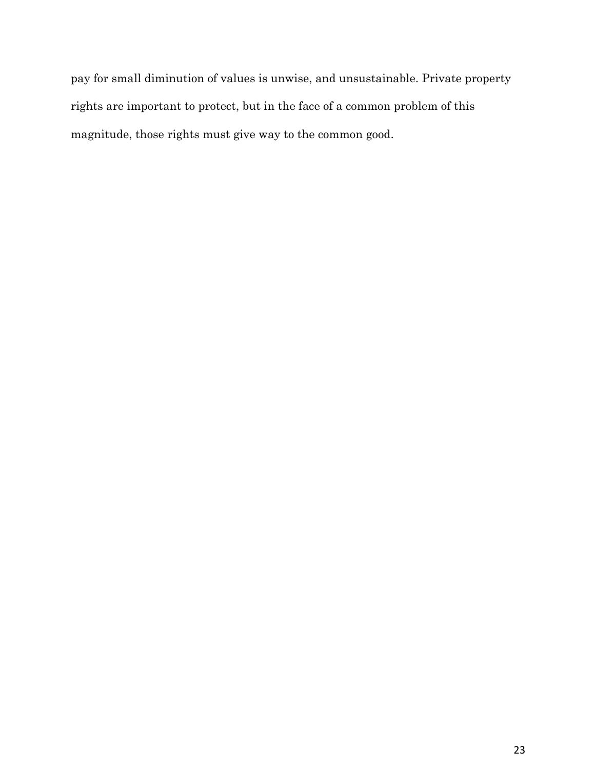pay for small diminution of values is unwise, and unsustainable. Private property rights are important to protect, but in the face of a common problem of this magnitude, those rights must give way to the common good.